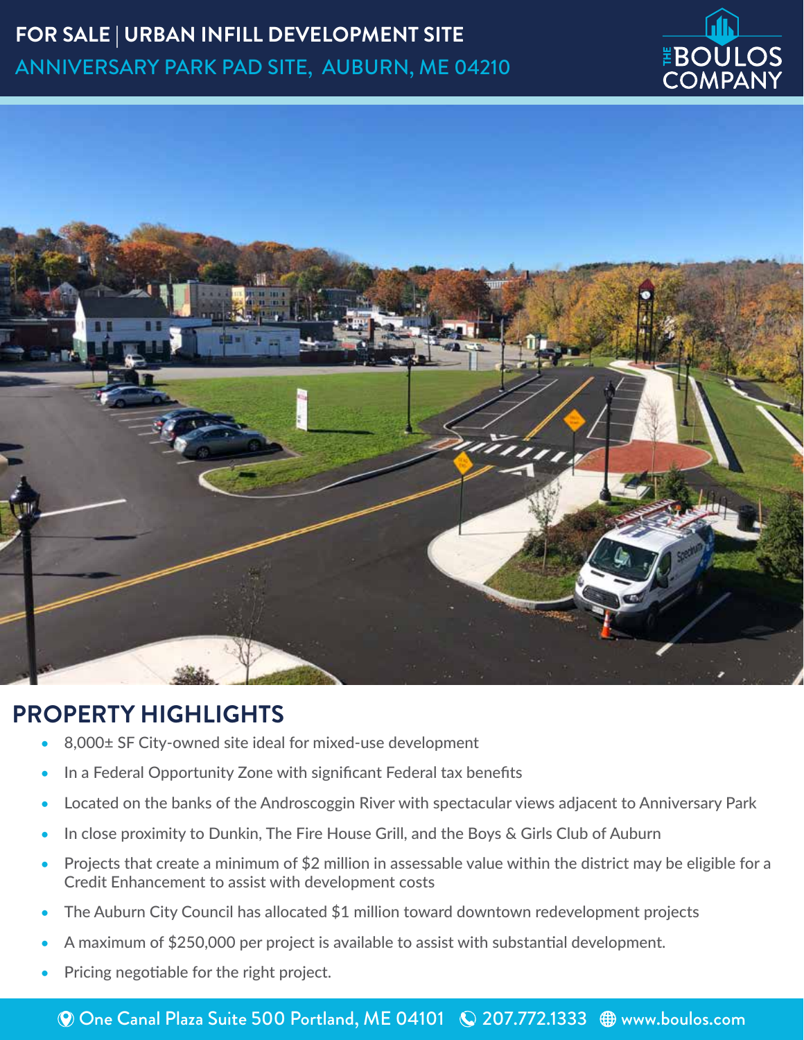# FOR SALE | URBAN INFILL DEVELOPMENT SITE

## ANNIVERSARY PARK PAD SITE, AUBURN, ME 04210

THE BOULOS COMPANY

## PROPERTY HIGHLIGHTS

- 8,000± SF City-owned site ideal for mixed-use development
- In a Federal Opportunity Zone with significant Federal tax benefits
- Located on the banks of the Androscoggin River with spectacular views adjacent to Anniversary Park
- In close proximity to Dunkin, The Fire House Grill, and the Boys & Girls Club of Auburn
- Projects that create a minimum of $2 million in assessable value within the district may be eligible for a Credit Enhancement to assist with development costs
- The Auburn City Council has allocated $1 million toward downtown redevelopment projects
- A maximum of $250,000 per project is available to assist with substantial development.
- Pricing negotiable for the right project.

One Canal Plaza Suite 500 Portland, ME 04101 | 207.772.1333 | www.boulos.com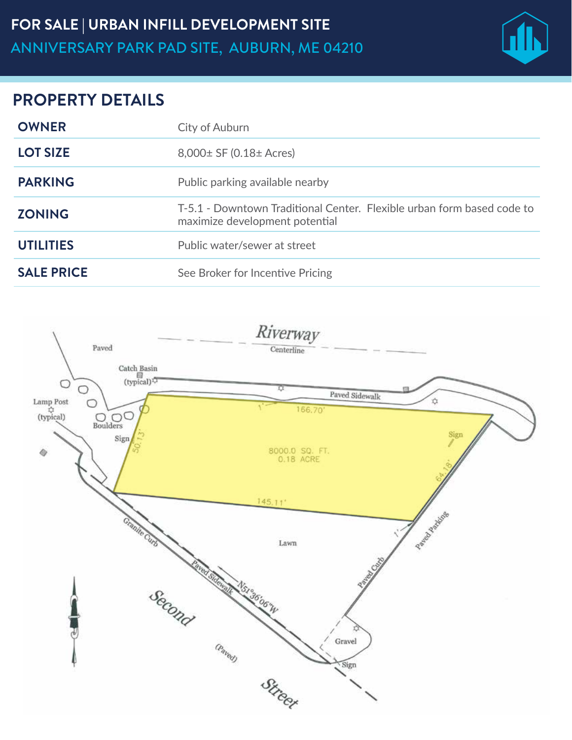# FOR SALE | URBAN INFILL DEVELOPMENT SITE

## ANNIVERSARY PARK PAD SITE, AUBURN, ME 04210

## PROPERTY DETAILS

| | |
|---|---|
| **OWNER** | City of Auburn |
| **LOT SIZE** | 8,000± SF (0.18± Acres) |
| **PARKING** | Public parking available nearby |
| **ZONING** | T-5.1 - Downtown Traditional Center. Flexible urban form based code to maximize development potential |
| **UTILITIES** | Public water/sewer at street |
| **SALE PRICE** | See Broker for Incentive Pricing |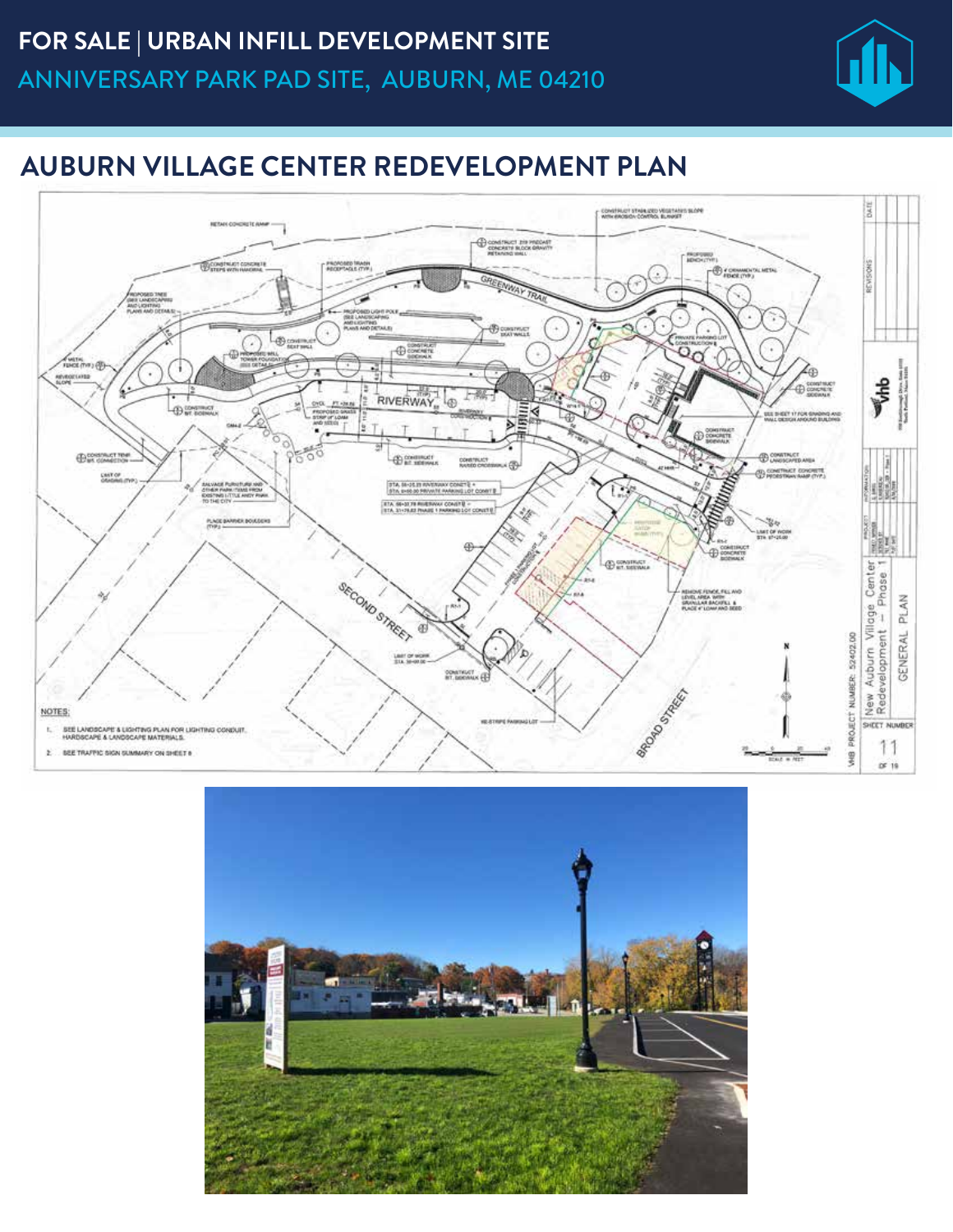# FOR SALE | URBAN INFILL DEVELOPMENT SITE

## ANNIVERSARY PARK PAD SITE, AUBURN, ME 04210

## AUBURN VILLAGE CENTER REDEVELOPMENT PLAN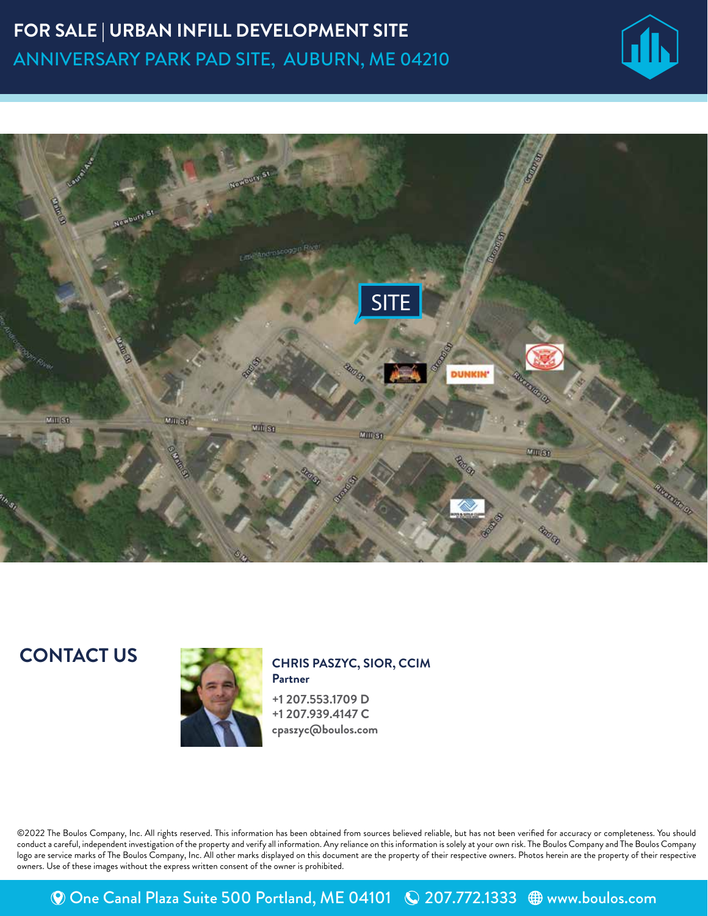# FOR SALE | URBAN INFILL DEVELOPMENT SITE

## ANNIVERSARY PARK PAD SITE, AUBURN, ME 04210

## CONTACT US

**CHRIS PASZYC, SIOR, CCIM**
**Partner**

+1 207.553.1709 D
+1 207.939.4147 C
cpaszyc@boulos.com

©2022 The Boulos Company, Inc. All rights reserved. This information has been obtained from sources believed reliable, but has not been verified for accuracy or completeness. You should conduct a careful, independent investigation of the property and verify all information. Any reliance on this information is solely at your own risk. The Boulos Company and The Boulos Company logo are service marks of The Boulos Company, Inc. All other marks displayed on this document are the property of their respective owners. Photos herein are the property of their respective owners. Use of these images without the express written consent of the owner is prohibited.

One Canal Plaza Suite 500 Portland, ME 04101 | 207.772.1333 | www.boulos.com